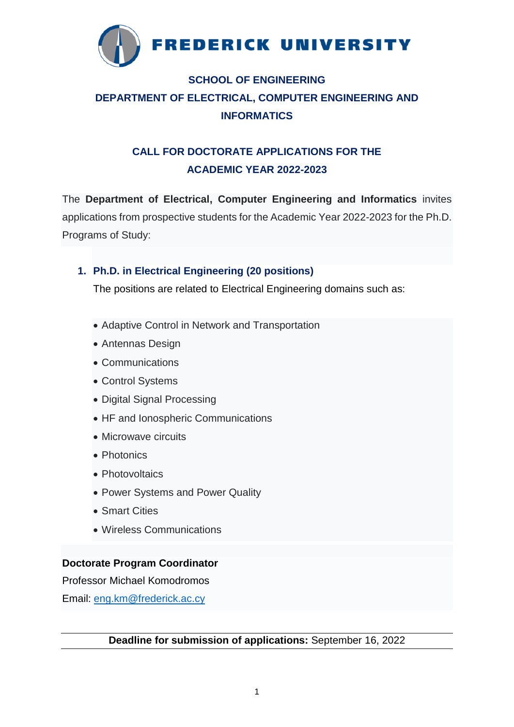# FREDERICK UNIVERSITY

## SCHOOL OF ENGINEERING

## DEPARTMENT OF ELECTRICAL, COMPUTER ENGINEERING AND INFORMATICS

## CALL FOR DOCTORATE APPLICATIONS FOR THE ACADEMIC YEAR 2022-2023

The **Department of Electrical, Computer Engineering and Informatics** invites applications from prospective students for the Academic Year 2022-2023 for the Ph.D. Programs of Study:

### 1. Ph.D. in Electrical Engineering (20 positions)

The positions are related to Electrical Engineering domains such as:

- Adaptive Control in Network and Transportation
- Antennas Design
- Communications
- Control Systems
- Digital Signal Processing
- HF and Ionospheric Communications
- Microwave circuits
- Photonics
- Photovoltaics
- Power Systems and Power Quality
- Smart Cities
- Wireless Communications

**Doctorate Program Coordinator**
Professor Michael Komodromos
Email: eng.km@frederick.ac.cy

---

**Deadline for submission of applications:** September 16, 2022

---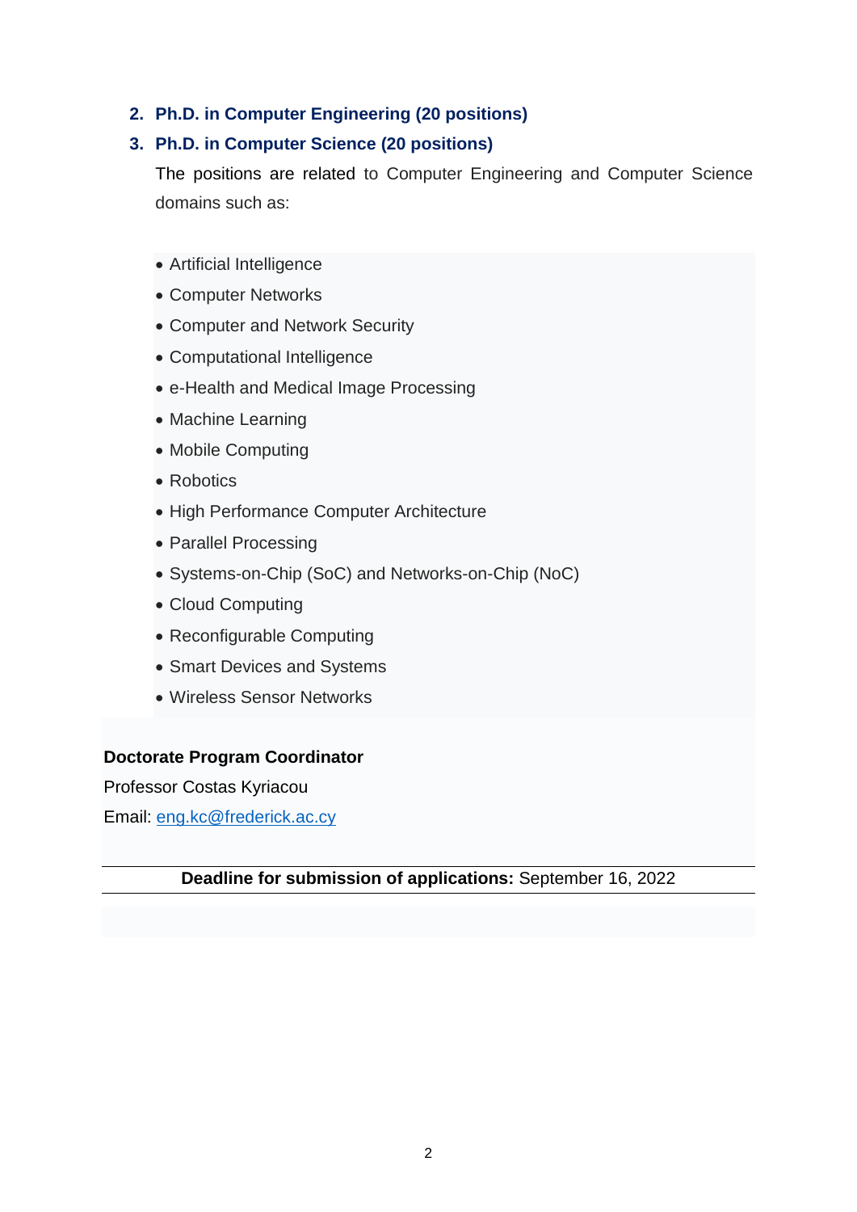2. **Ph.D. in Computer Engineering (20 positions)**
3. **Ph.D. in Computer Science (20 positions)**

   The positions are related to Computer Engineering and Computer Science domains such as:

- Artificial Intelligence
- Computer Networks
- Computer and Network Security
- Computational Intelligence
- e-Health and Medical Image Processing
- Machine Learning
- Mobile Computing
- Robotics
- High Performance Computer Architecture
- Parallel Processing
- Systems-on-Chip (SoC) and Networks-on-Chip (NoC)
- Cloud Computing
- Reconfigurable Computing
- Smart Devices and Systems
- Wireless Sensor Networks

**Doctorate Program Coordinator**

Professor Costas Kyriacou

Email: eng.kc@frederick.ac.cy

**Deadline for submission of applications:** September 16, 2022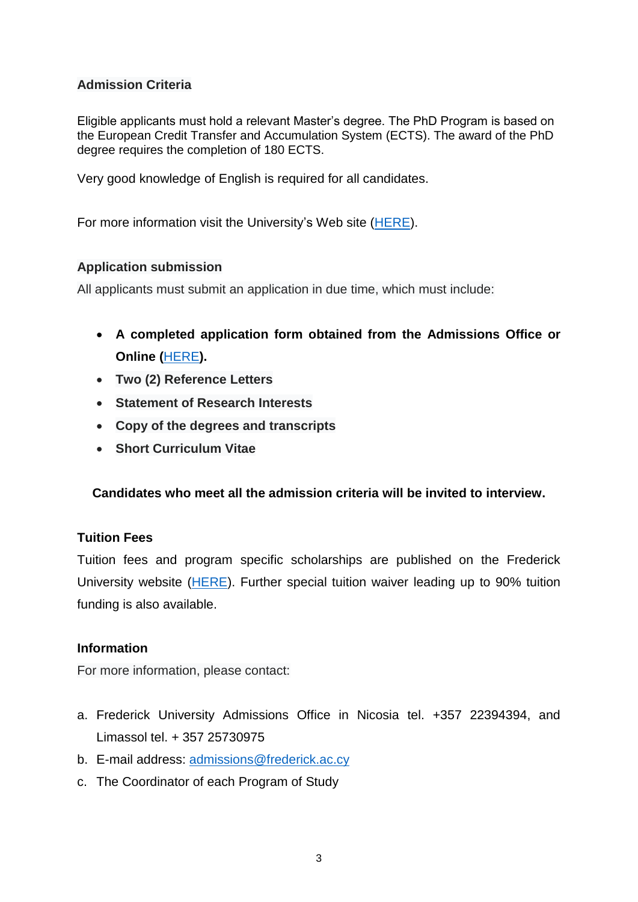## Admission Criteria

Eligible applicants must hold a relevant Master's degree. The PhD Program is based on the European Credit Transfer and Accumulation System (ECTS). The award of the PhD degree requires the completion of 180 ECTS.

Very good knowledge of English is required for all candidates.

For more information visit the University's Web site (HERE).

## Application submission

All applicants must submit an application in due time, which must include:

- **A completed application form obtained from the Admissions Office or Online (HERE).**
- **Two (2) Reference Letters**
- **Statement of Research Interests**
- **Copy of the degrees and transcripts**
- **Short Curriculum Vitae**

**Candidates who meet all the admission criteria will be invited to interview.**

## Tuition Fees

Tuition fees and program specific scholarships are published on the Frederick University website (HERE). Further special tuition waiver leading up to 90% tuition funding is also available.

## Information

For more information, please contact:

a. Frederick University Admissions Office in Nicosia tel. +357 22394394, and Limassol tel. + 357 25730975
b. E-mail address: admissions@frederick.ac.cy
c. The Coordinator of each Program of Study